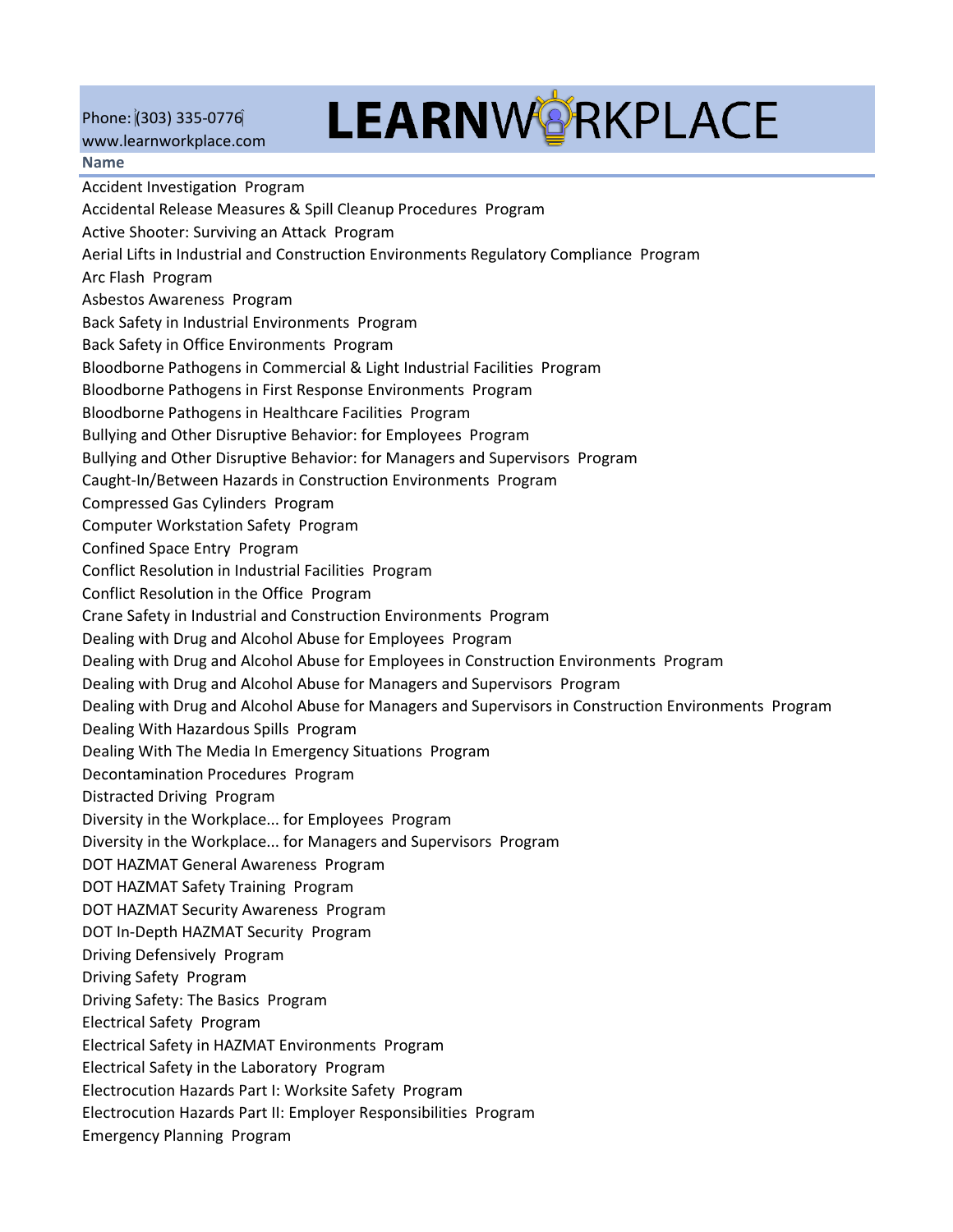Phone: (303) 335-0776
www.learnworkplace.com

# LEARNWORKPLACE

| Name |
| --- |
| Accident Investigation  Program |
| Accidental Release Measures & Spill Cleanup Procedures  Program |
| Active Shooter: Surviving an Attack  Program |
| Aerial Lifts in Industrial and Construction Environments Regulatory Compliance  Program |
| Arc Flash  Program |
| Asbestos Awareness  Program |
| Back Safety in Industrial Environments  Program |
| Back Safety in Office Environments  Program |
| Bloodborne Pathogens in Commercial & Light Industrial Facilities  Program |
| Bloodborne Pathogens in First Response Environments  Program |
| Bloodborne Pathogens in Healthcare Facilities  Program |
| Bullying and Other Disruptive Behavior: for Employees  Program |
| Bullying and Other Disruptive Behavior: for Managers and Supervisors  Program |
| Caught-In/Between Hazards in Construction Environments  Program |
| Compressed Gas Cylinders  Program |
| Computer Workstation Safety  Program |
| Confined Space Entry  Program |
| Conflict Resolution in Industrial Facilities  Program |
| Conflict Resolution in the Office  Program |
| Crane Safety in Industrial and Construction Environments  Program |
| Dealing with Drug and Alcohol Abuse for Employees  Program |
| Dealing with Drug and Alcohol Abuse for Employees in Construction Environments  Program |
| Dealing with Drug and Alcohol Abuse for Managers and Supervisors  Program |
| Dealing with Drug and Alcohol Abuse for Managers and Supervisors in Construction Environments  Program |
| Dealing With Hazardous Spills  Program |
| Dealing With The Media In Emergency Situations  Program |
| Decontamination Procedures  Program |
| Distracted Driving  Program |
| Diversity in the Workplace... for Employees  Program |
| Diversity in the Workplace... for Managers and Supervisors  Program |
| DOT HAZMAT General Awareness  Program |
| DOT HAZMAT Safety Training  Program |
| DOT HAZMAT Security Awareness  Program |
| DOT In-Depth HAZMAT Security  Program |
| Driving Defensively  Program |
| Driving Safety  Program |
| Driving Safety: The Basics  Program |
| Electrical Safety  Program |
| Electrical Safety in HAZMAT Environments  Program |
| Electrical Safety in the Laboratory  Program |
| Electrocution Hazards Part I: Worksite Safety  Program |
| Electrocution Hazards Part II: Employer Responsibilities  Program |
| Emergency Planning  Program |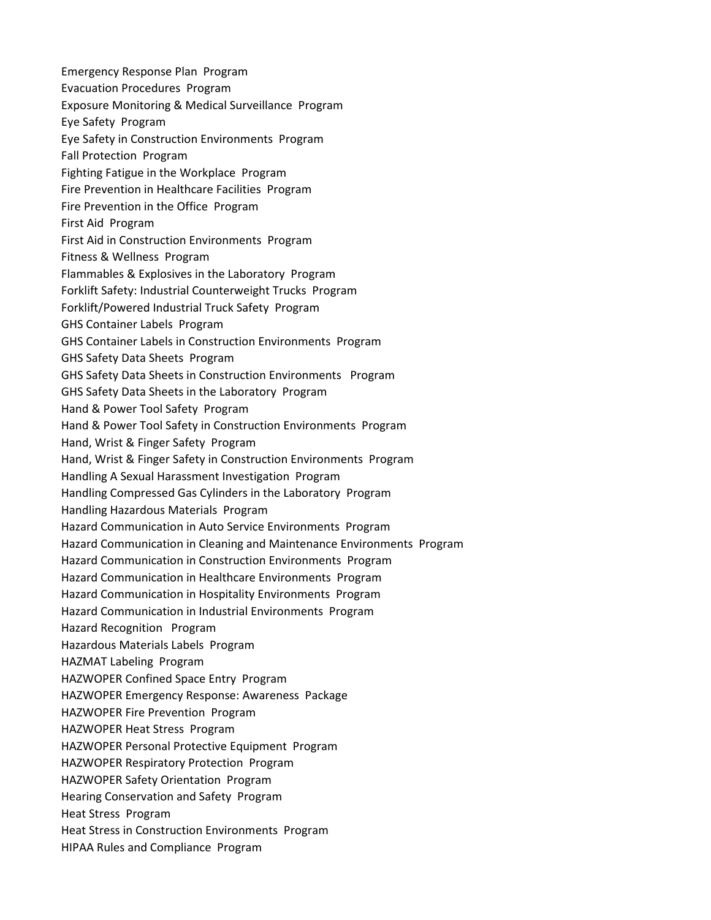Emergency Response Plan  Program
Evacuation Procedures  Program
Exposure Monitoring & Medical Surveillance  Program
Eye Safety  Program
Eye Safety in Construction Environments  Program
Fall Protection  Program
Fighting Fatigue in the Workplace  Program
Fire Prevention in Healthcare Facilities  Program
Fire Prevention in the Office  Program
First Aid  Program
First Aid in Construction Environments  Program
Fitness & Wellness  Program
Flammables & Explosives in the Laboratory  Program
Forklift Safety: Industrial Counterweight Trucks  Program
Forklift/Powered Industrial Truck Safety  Program
GHS Container Labels  Program
GHS Container Labels in Construction Environments  Program
GHS Safety Data Sheets  Program
GHS Safety Data Sheets in Construction Environments   Program
GHS Safety Data Sheets in the Laboratory  Program
Hand & Power Tool Safety  Program
Hand & Power Tool Safety in Construction Environments  Program
Hand, Wrist & Finger Safety  Program
Hand, Wrist & Finger Safety in Construction Environments  Program
Handling A Sexual Harassment Investigation  Program
Handling Compressed Gas Cylinders in the Laboratory  Program
Handling Hazardous Materials  Program
Hazard Communication in Auto Service Environments  Program
Hazard Communication in Cleaning and Maintenance Environments  Program
Hazard Communication in Construction Environments  Program
Hazard Communication in Healthcare Environments  Program
Hazard Communication in Hospitality Environments  Program
Hazard Communication in Industrial Environments  Program
Hazard Recognition   Program
Hazardous Materials Labels  Program
HAZMAT Labeling  Program
HAZWOPER Confined Space Entry  Program
HAZWOPER Emergency Response: Awareness  Package
HAZWOPER Fire Prevention  Program
HAZWOPER Heat Stress  Program
HAZWOPER Personal Protective Equipment  Program
HAZWOPER Respiratory Protection  Program
HAZWOPER Safety Orientation  Program
Hearing Conservation and Safety  Program
Heat Stress  Program
Heat Stress in Construction Environments  Program
HIPAA Rules and Compliance  Program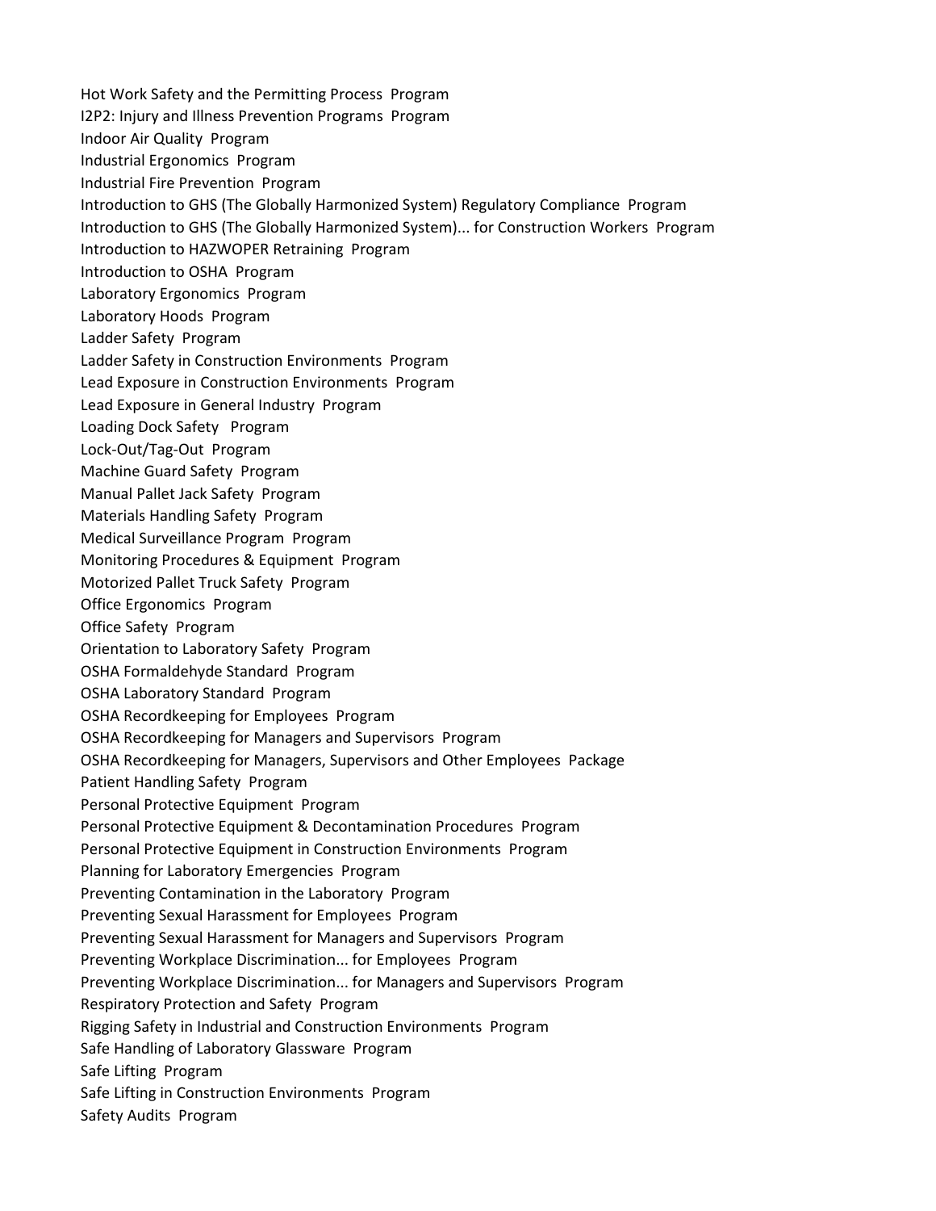Hot Work Safety and the Permitting Process  Program
I2P2: Injury and Illness Prevention Programs  Program
Indoor Air Quality  Program
Industrial Ergonomics  Program
Industrial Fire Prevention  Program
Introduction to GHS (The Globally Harmonized System) Regulatory Compliance  Program
Introduction to GHS (The Globally Harmonized System)... for Construction Workers  Program
Introduction to HAZWOPER Retraining  Program
Introduction to OSHA  Program
Laboratory Ergonomics  Program
Laboratory Hoods  Program
Ladder Safety  Program
Ladder Safety in Construction Environments  Program
Lead Exposure in Construction Environments  Program
Lead Exposure in General Industry  Program
Loading Dock Safety  Program
Lock-Out/Tag-Out  Program
Machine Guard Safety  Program
Manual Pallet Jack Safety  Program
Materials Handling Safety  Program
Medical Surveillance Program  Program
Monitoring Procedures & Equipment  Program
Motorized Pallet Truck Safety  Program
Office Ergonomics  Program
Office Safety  Program
Orientation to Laboratory Safety  Program
OSHA Formaldehyde Standard  Program
OSHA Laboratory Standard  Program
OSHA Recordkeeping for Employees  Program
OSHA Recordkeeping for Managers and Supervisors  Program
OSHA Recordkeeping for Managers, Supervisors and Other Employees  Package
Patient Handling Safety  Program
Personal Protective Equipment  Program
Personal Protective Equipment & Decontamination Procedures  Program
Personal Protective Equipment in Construction Environments  Program
Planning for Laboratory Emergencies  Program
Preventing Contamination in the Laboratory  Program
Preventing Sexual Harassment for Employees  Program
Preventing Sexual Harassment for Managers and Supervisors  Program
Preventing Workplace Discrimination... for Employees  Program
Preventing Workplace Discrimination... for Managers and Supervisors  Program
Respiratory Protection and Safety  Program
Rigging Safety in Industrial and Construction Environments  Program
Safe Handling of Laboratory Glassware  Program
Safe Lifting  Program
Safe Lifting in Construction Environments  Program
Safety Audits  Program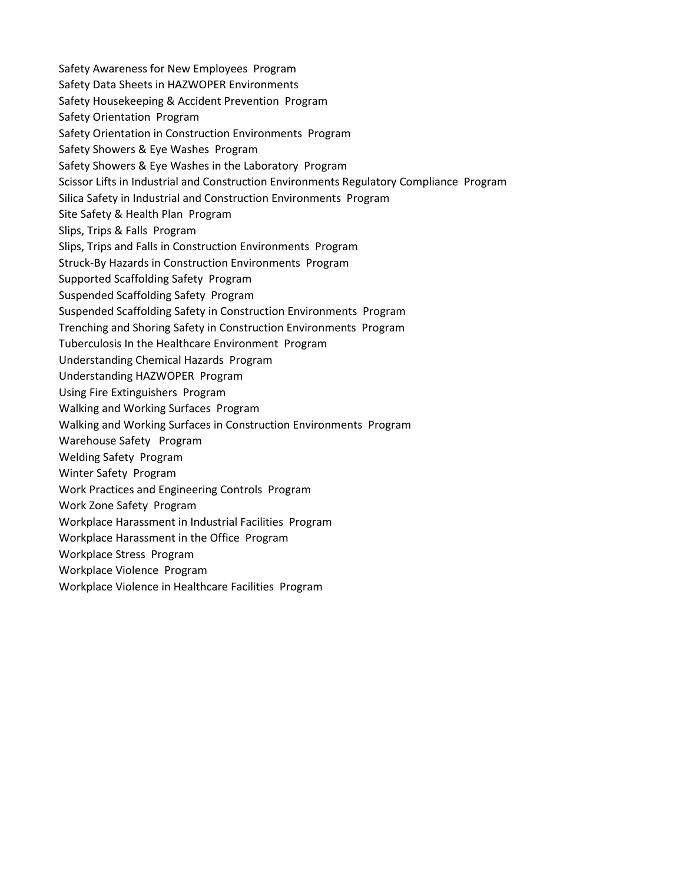Safety Awareness for New Employees Program
Safety Data Sheets in HAZWOPER Environments
Safety Housekeeping & Accident Prevention Program
Safety Orientation Program
Safety Orientation in Construction Environments Program
Safety Showers & Eye Washes Program
Safety Showers & Eye Washes in the Laboratory Program
Scissor Lifts in Industrial and Construction Environments Regulatory Compliance Program
Silica Safety in Industrial and Construction Environments Program
Site Safety & Health Plan Program
Slips, Trips & Falls Program
Slips, Trips and Falls in Construction Environments Program
Struck-By Hazards in Construction Environments Program
Supported Scaffolding Safety Program
Suspended Scaffolding Safety Program
Suspended Scaffolding Safety in Construction Environments Program
Trenching and Shoring Safety in Construction Environments Program
Tuberculosis In the Healthcare Environment Program
Understanding Chemical Hazards Program
Understanding HAZWOPER Program
Using Fire Extinguishers Program
Walking and Working Surfaces Program
Walking and Working Surfaces in Construction Environments Program
Warehouse Safety Program
Welding Safety Program
Winter Safety Program
Work Practices and Engineering Controls Program
Work Zone Safety Program
Workplace Harassment in Industrial Facilities Program
Workplace Harassment in the Office Program
Workplace Stress Program
Workplace Violence Program
Workplace Violence in Healthcare Facilities Program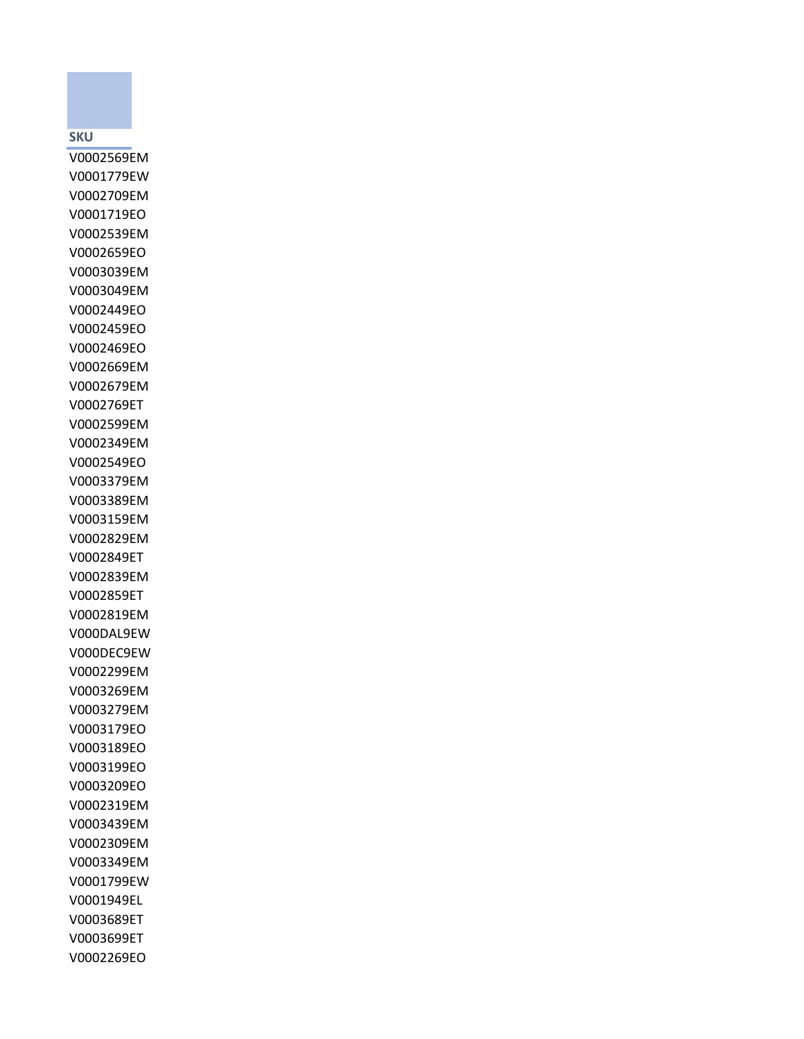| SKU |
|---|
| V0002569EM |
| V0001779EW |
| V0002709EM |
| V0001719EO |
| V0002539EM |
| V0002659EO |
| V0003039EM |
| V0003049EM |
| V0002449EO |
| V0002459EO |
| V0002469EO |
| V0002669EM |
| V0002679EM |
| V0002769ET |
| V0002599EM |
| V0002349EM |
| V0002549EO |
| V0003379EM |
| V0003389EM |
| V0003159EM |
| V0002829EM |
| V0002849ET |
| V0002839EM |
| V0002859ET |
| V0002819EM |
| V000DAL9EW |
| V000DEC9EW |
| V0002299EM |
| V0003269EM |
| V0003279EM |
| V0003179EO |
| V0003189EO |
| V0003199EO |
| V0003209EO |
| V0002319EM |
| V0003439EM |
| V0002309EM |
| V0003349EM |
| V0001799EW |
| V0001949EL |
| V0003689ET |
| V0003699ET |
| V0002269EO |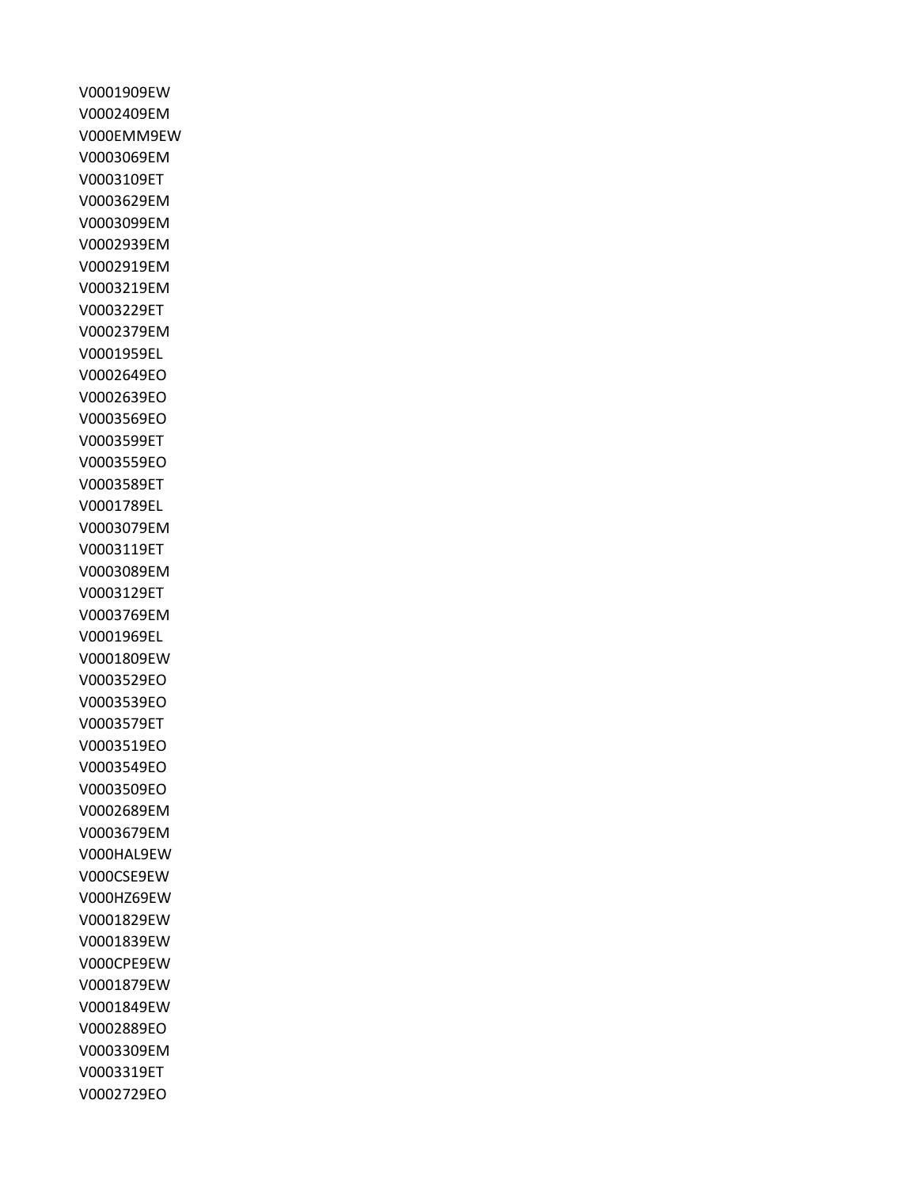V0001909EW
V0002409EM
V000EMM9EW
V0003069EM
V0003109ET
V0003629EM
V0003099EM
V0002939EM
V0002919EM
V0003219EM
V0003229ET
V0002379EM
V0001959EL
V0002649EO
V0002639EO
V0003569EO
V0003599ET
V0003559EO
V0003589ET
V0001789EL
V0003079EM
V0003119ET
V0003089EM
V0003129ET
V0003769EM
V0001969EL
V0001809EW
V0003529EO
V0003539EO
V0003579ET
V0003519EO
V0003549EO
V0003509EO
V0002689EM
V0003679EM
V000HAL9EW
V000CSE9EW
V000HZ69EW
V0001829EW
V0001839EW
V000CPE9EW
V0001879EW
V0001849EW
V0002889EO
V0003309EM
V0003319ET
V0002729EO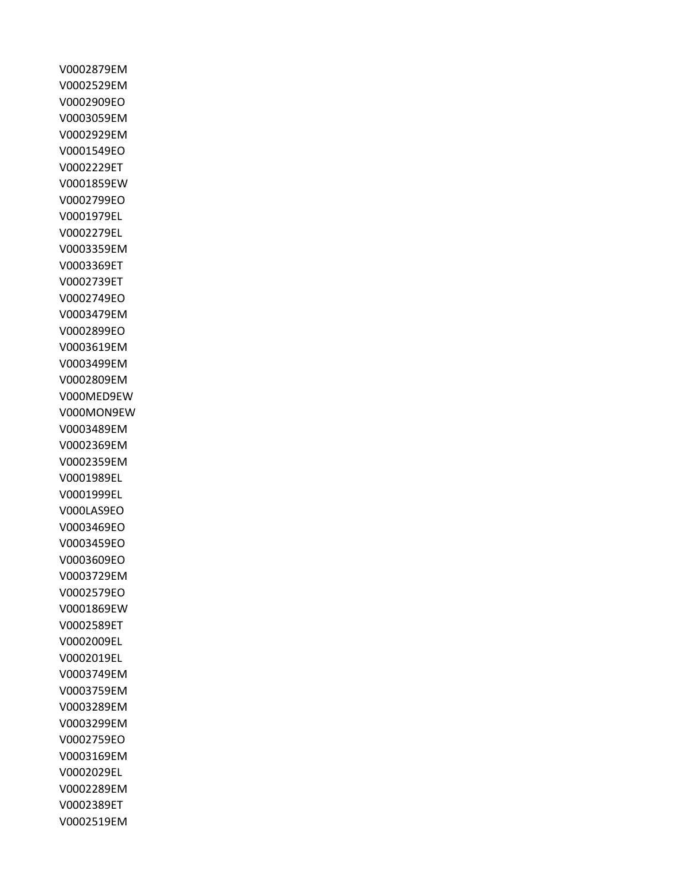V0002879EM
V0002529EM
V0002909EO
V0003059EM
V0002929EM
V0001549EO
V0002229ET
V0001859EW
V0002799EO
V0001979EL
V0002279EL
V0003359EM
V0003369ET
V0002739ET
V0002749EO
V0003479EM
V0002899EO
V0003619EM
V0003499EM
V0002809EM
V000MED9EW
V000MON9EW
V0003489EM
V0002369EM
V0002359EM
V0001989EL
V0001999EL
V000LAS9EO
V0003469EO
V0003459EO
V0003609EO
V0003729EM
V0002579EO
V0001869EW
V0002589ET
V0002009EL
V0002019EL
V0003749EM
V0003759EM
V0003289EM
V0003299EM
V0002759EO
V0003169EM
V0002029EL
V0002289EM
V0002389ET
V0002519EM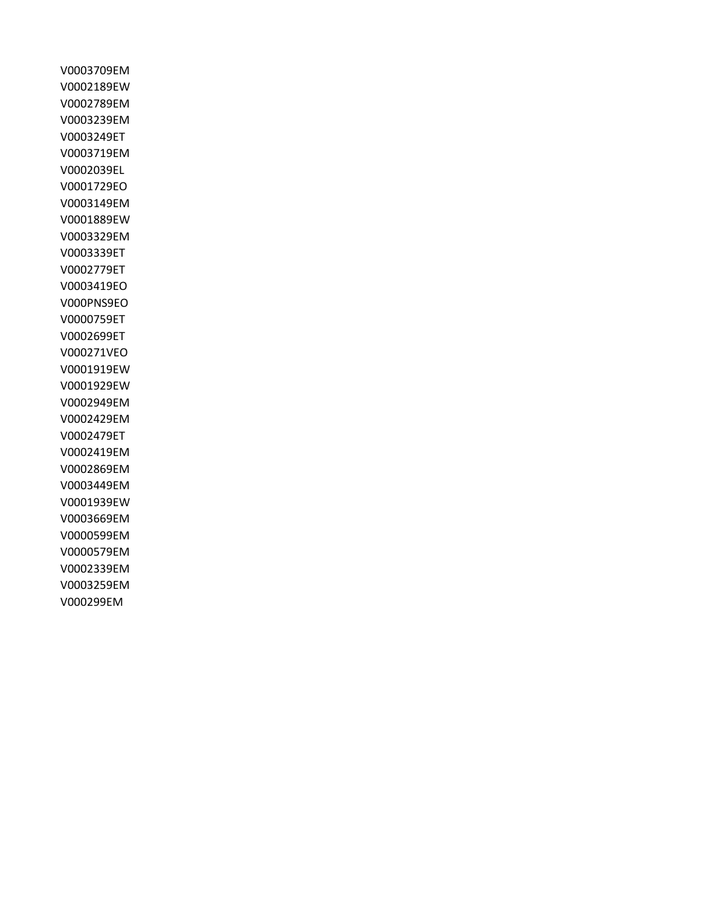V0003709EM
V0002189EW
V0002789EM
V0003239EM
V0003249ET
V0003719EM
V0002039EL
V0001729EO
V0003149EM
V0001889EW
V0003329EM
V0003339ET
V0002779ET
V0003419EO
V000PNS9EO
V0000759ET
V0002699ET
V000271VEO
V0001919EW
V0001929EW
V0002949EM
V0002429EM
V0002479ET
V0002419EM
V0002869EM
V0003449EM
V0001939EW
V0003669EM
V0000599EM
V0000579EM
V0002339EM
V0003259EM
V000299EM